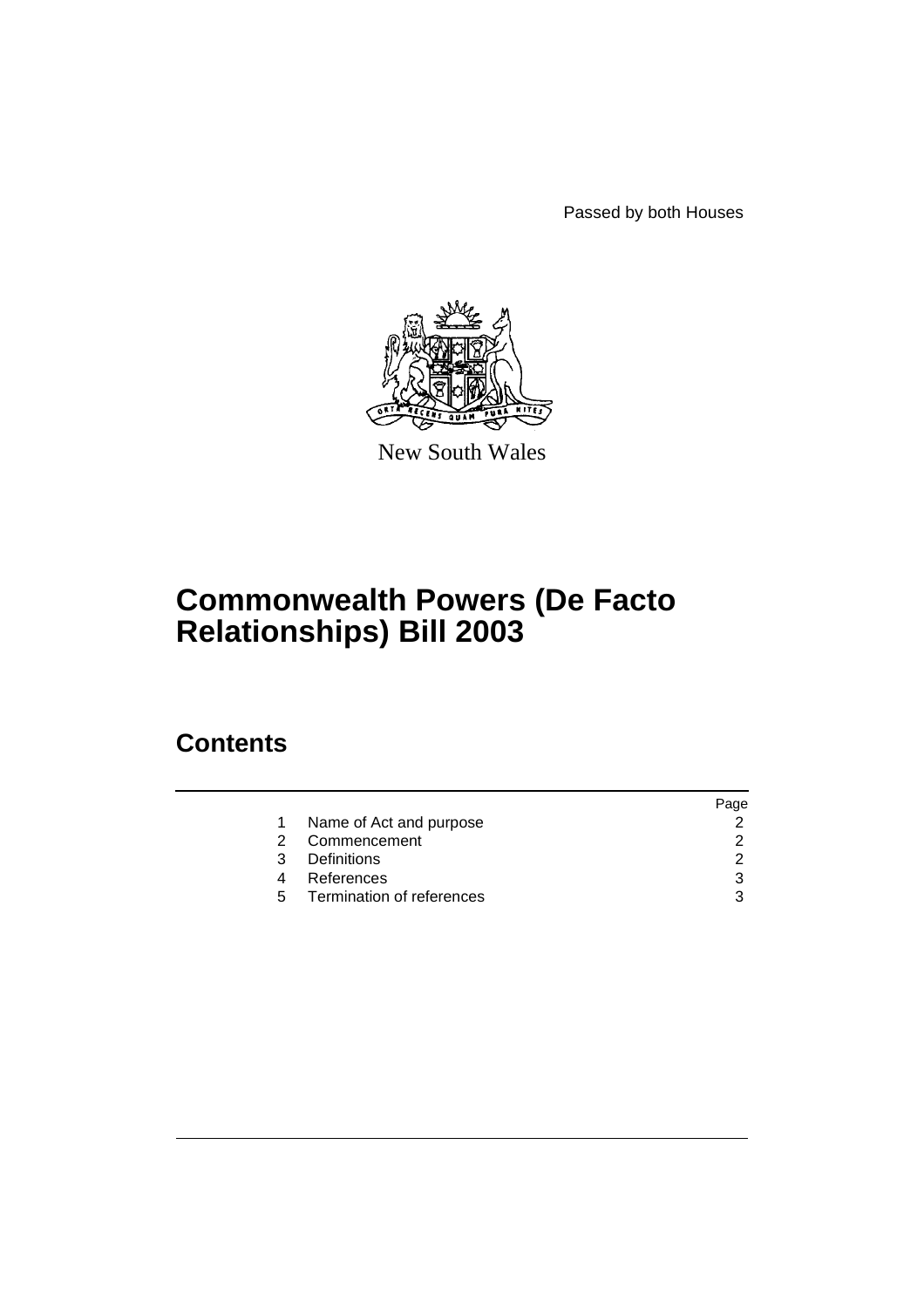Passed by both Houses

New South Wales

# Commonwealth Powers (De Facto Relationships) Bill 2003

## Contents

| | | Page |
|---|---|---|
| 1 | Name of Act and purpose | 2 |
| 2 | Commencement | 2 |
| 3 | Definitions | 2 |
| 4 | References | 3 |
| 5 | Termination of references | 3 |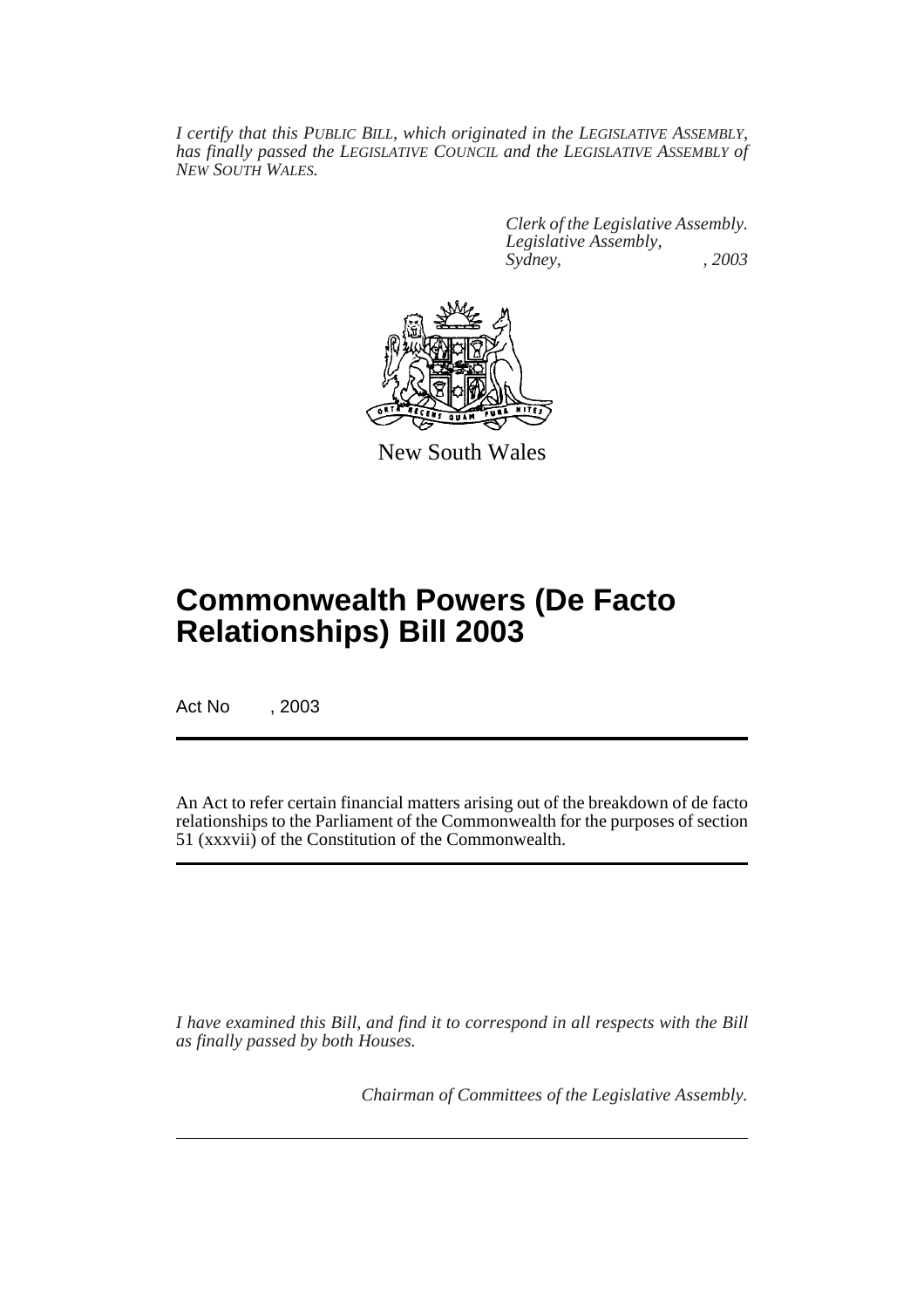*I certify that this PUBLIC BILL, which originated in the LEGISLATIVE ASSEMBLY, has finally passed the LEGISLATIVE COUNCIL and the LEGISLATIVE ASSEMBLY of NEW SOUTH WALES.*

*Clerk of the Legislative Assembly.*
*Legislative Assembly,*
*Sydney, , 2003*

New South Wales

# Commonwealth Powers (De Facto Relationships) Bill 2003

Act No , 2003

An Act to refer certain financial matters arising out of the breakdown of de facto relationships to the Parliament of the Commonwealth for the purposes of section 51 (xxxvii) of the Constitution of the Commonwealth.

*I have examined this Bill, and find it to correspond in all respects with the Bill as finally passed by both Houses.*

*Chairman of Committees of the Legislative Assembly.*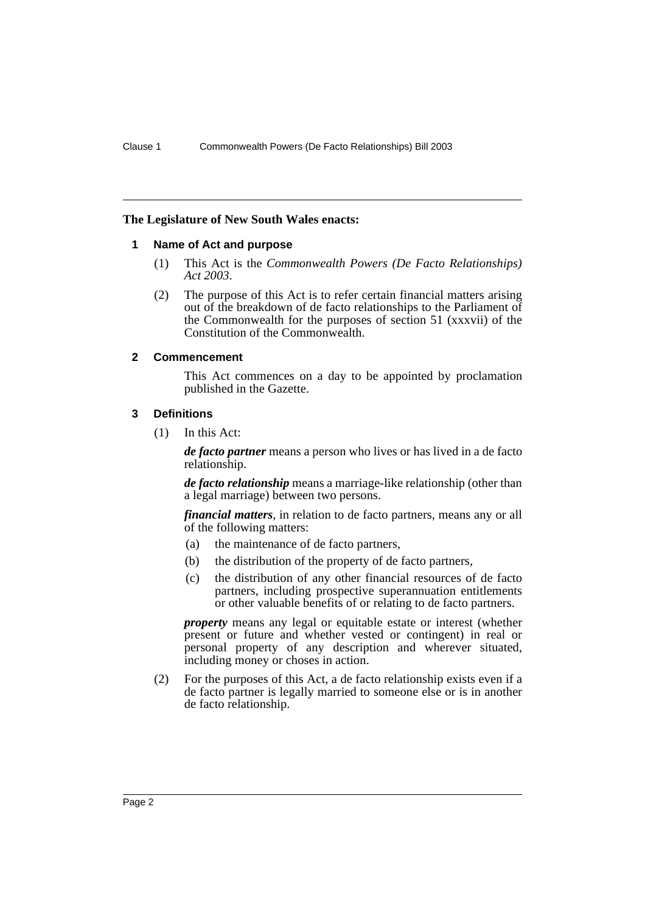**The Legislature of New South Wales enacts:**

## 1 Name of Act and purpose

(1) This Act is the *Commonwealth Powers (De Facto Relationships) Act 2003*.

(2) The purpose of this Act is to refer certain financial matters arising out of the breakdown of de facto relationships to the Parliament of the Commonwealth for the purposes of section 51 (xxxvii) of the Constitution of the Commonwealth.

## 2 Commencement

This Act commences on a day to be appointed by proclamation published in the Gazette.

## 3 Definitions

(1) In this Act:

***de facto partner*** means a person who lives or has lived in a de facto relationship.

***de facto relationship*** means a marriage-like relationship (other than a legal marriage) between two persons.

***financial matters***, in relation to de facto partners, means any or all of the following matters:

- (a) the maintenance of de facto partners,
- (b) the distribution of the property of de facto partners,
- (c) the distribution of any other financial resources of de facto partners, including prospective superannuation entitlements or other valuable benefits of or relating to de facto partners.

***property*** means any legal or equitable estate or interest (whether present or future and whether vested or contingent) in real or personal property of any description and wherever situated, including money or choses in action.

(2) For the purposes of this Act, a de facto relationship exists even if a de facto partner is legally married to someone else or is in another de facto relationship.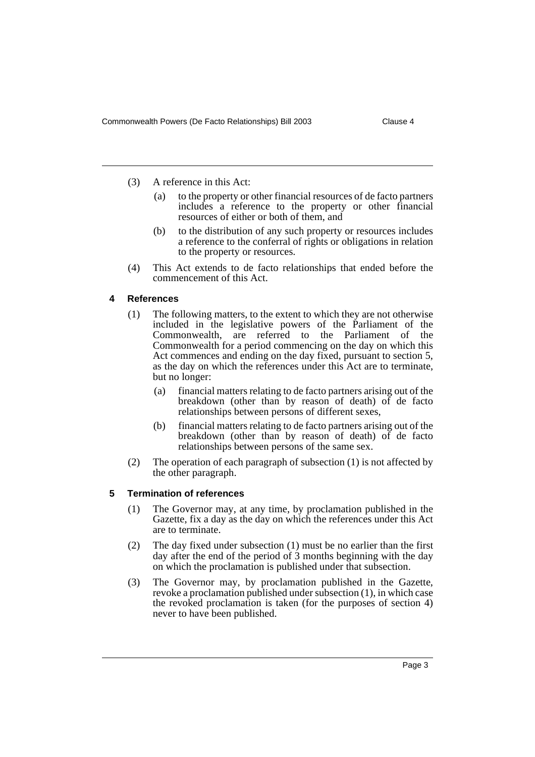(3) A reference in this Act:

(a) to the property or other financial resources of de facto partners includes a reference to the property or other financial resources of either or both of them, and

(b) to the distribution of any such property or resources includes a reference to the conferral of rights or obligations in relation to the property or resources.

(4) This Act extends to de facto relationships that ended before the commencement of this Act.

## 4 References

(1) The following matters, to the extent to which they are not otherwise included in the legislative powers of the Parliament of the Commonwealth, are referred to the Parliament of the Commonwealth for a period commencing on the day on which this Act commences and ending on the day fixed, pursuant to section 5, as the day on which the references under this Act are to terminate, but no longer:

(a) financial matters relating to de facto partners arising out of the breakdown (other than by reason of death) of de facto relationships between persons of different sexes,

(b) financial matters relating to de facto partners arising out of the breakdown (other than by reason of death) of de facto relationships between persons of the same sex.

(2) The operation of each paragraph of subsection (1) is not affected by the other paragraph.

## 5 Termination of references

(1) The Governor may, at any time, by proclamation published in the Gazette, fix a day as the day on which the references under this Act are to terminate.

(2) The day fixed under subsection (1) must be no earlier than the first day after the end of the period of 3 months beginning with the day on which the proclamation is published under that subsection.

(3) The Governor may, by proclamation published in the Gazette, revoke a proclamation published under subsection (1), in which case the revoked proclamation is taken (for the purposes of section 4) never to have been published.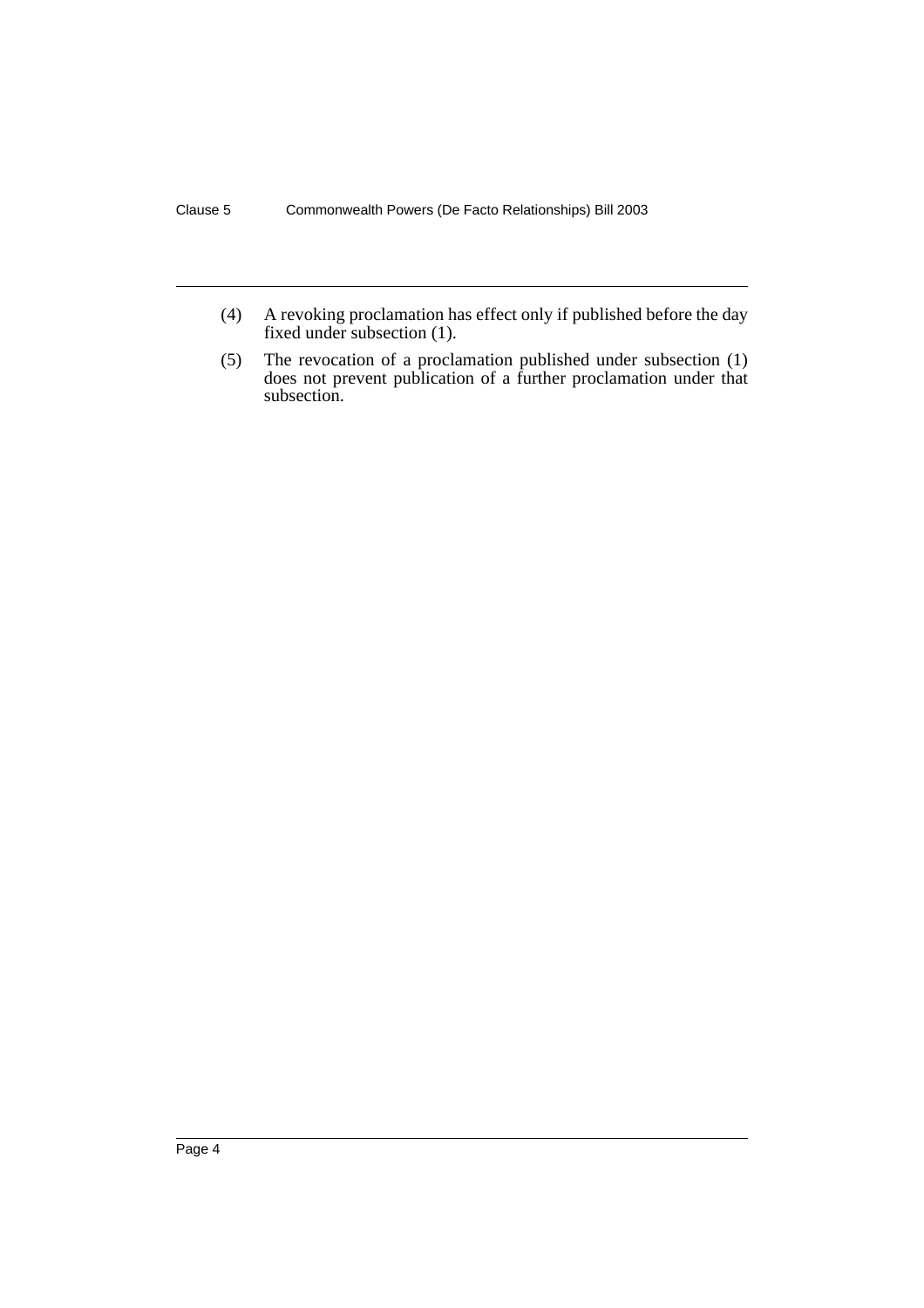(4) A revoking proclamation has effect only if published before the day fixed under subsection (1).

(5) The revocation of a proclamation published under subsection (1) does not prevent publication of a further proclamation under that subsection.